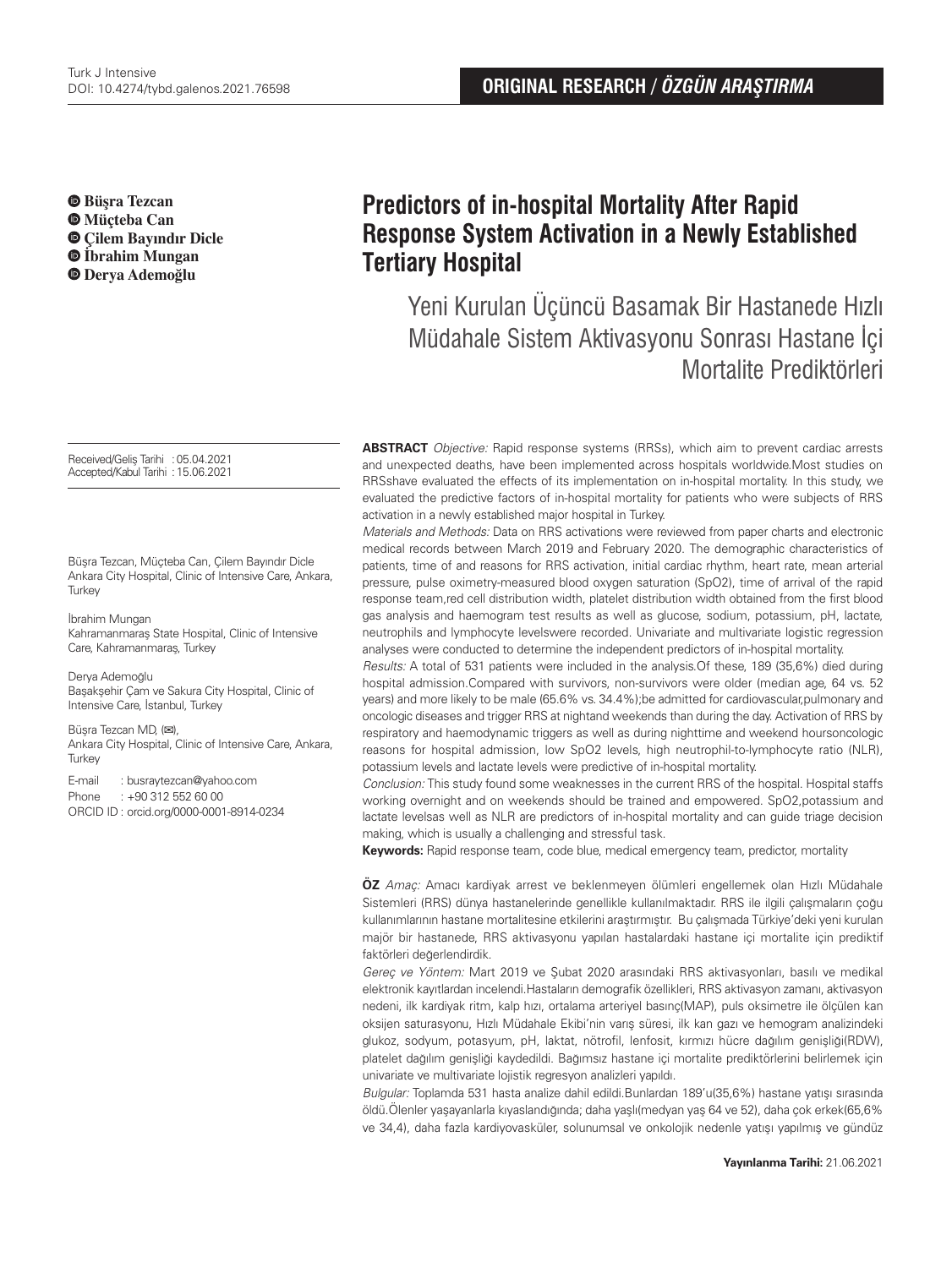Turk J Intensive
DOI: 10.4274/tybd.galenos.2021.76598

**ORIGINAL RESEARCH / *ÖZGÜN ARAŞTIRMA***

# Predictors of in-hospital Mortality After Rapid Response System Activation in a Newly Established Tertiary Hospital

## Yeni Kurulan Üçüncü Basamak Bir Hastanede Hızlı Müdahale Sistem Aktivasyonu Sonrası Hastane İçi Mortalite Prediktörleri

**Büşra Tezcan**
**Müçteba Can**
**Çilem Bayındır Dicle**
**İbrahim Mungan**
**Derya Ademoğlu**

Received/Geliş Tarihi : 05.04.2021
Accepted/Kabul Tarihi : 15.06.2021

Büşra Tezcan, Müçteba Can, Çilem Bayındır Dicle
Ankara City Hospital, Clinic of Intensive Care, Ankara, Turkey

İbrahim Mungan
Kahramanmaraş State Hospital, Clinic of Intensive Care, Kahramanmaraş, Turkey

Derya Ademoğlu
Başakşehir Çam ve Sakura City Hospital, Clinic of Intensive Care, İstanbul, Turkey

Büşra Tezcan MD, (✉),
Ankara City Hospital, Clinic of Intensive Care, Ankara, Turkey

E-mail : busraytezcan@yahoo.com
Phone : +90 312 552 60 00
ORCID ID : orcid.org/0000-0001-8914-0234

**ABSTRACT** *Objective:* Rapid response systems (RRSs), which aim to prevent cardiac arrests and unexpected deaths, have been implemented across hospitals worldwide.Most studies on RRSshave evaluated the effects of its implementation on in-hospital mortality. In this study, we evaluated the predictive factors of in-hospital mortality for patients who were subjects of RRS activation in a newly established major hospital in Turkey.

*Materials and Methods:* Data on RRS activations were reviewed from paper charts and electronic medical records between March 2019 and February 2020. The demographic characteristics of patients, time of and reasons for RRS activation, initial cardiac rhythm, heart rate, mean arterial pressure, pulse oximetry-measured blood oxygen saturation (SpO2), time of arrival of the rapid response team,red cell distribution width, platelet distribution width obtained from the first blood gas analysis and haemogram test results as well as glucose, sodium, potassium, pH, lactate, neutrophils and lymphocyte levelswere recorded. Univariate and multivariate logistic regression analyses were conducted to determine the independent predictors of in-hospital mortality.

*Results:* A total of 531 patients were included in the analysis.Of these, 189 (35,6%) died during hospital admission.Compared with survivors, non-survivors were older (median age, 64 vs. 52 years) and more likely to be male (65.6% vs. 34.4%);be admitted for cardiovascular,pulmonary and oncologic diseases and trigger RRS at nightand weekends than during the day. Activation of RRS by respiratory and haemodynamic triggers as well as during nighttime and weekend hoursoncologic reasons for hospital admission, low SpO2 levels, high neutrophil-to-lymphocyte ratio (NLR), potassium levels and lactate levels were predictive of in-hospital mortality.

*Conclusion:* This study found some weaknesses in the current RRS of the hospital. Hospital staffs working overnight and on weekends should be trained and empowered. SpO2,potassium and lactate levelsas well as NLR are predictors of in-hospital mortality and can guide triage decision making, which is usually a challenging and stressful task.

**Keywords:** Rapid response team, code blue, medical emergency team, predictor, mortality

**ÖZ** *Amaç:* Amacı kardiyak arrest ve beklenmeyen ölümleri engellemek olan Hızlı Müdahale Sistemleri (RRS) dünya hastanelerinde genellikle kullanılmaktadır. RRS ile ilgili çalışmaların çoğu kullanımlarının hastane mortalitesine etkilerini araştırmıştır. Bu çalışmada Türkiye'deki yeni kurulan majör bir hastanede, RRS aktivasyonu yapılan hastalardaki hastane içi mortalite için prediktif faktörleri değerlendirdik.

*Gereç ve Yöntem:* Mart 2019 ve Şubat 2020 arasındaki RRS aktivasyonları, basılı ve medikal elektronik kayıtlardan incelendi.Hastaların demografik özellikleri, RRS aktivasyon zamanı, aktivasyon nedeni, ilk kardiyak ritm, kalp hızı, ortalama arteriyel basınç(MAP), puls oksimetre ile ölçülen kan oksijen saturasyonu, Hızlı Müdahale Ekibi'nin varış süresi, ilk kan gazı ve hemogram analizindeki glukoz, sodyum, potasyum, pH, laktat, nötrofil, lenfosit, kırmızı hücre dağılım genişliği(RDW), platelet dağılım genişliği kaydedildi. Bağımsız hastane içi mortalite prediktörlerini belirlemek için univariate ve multivariate lojistik regresyon analizleri yapıldı.

*Bulgular:* Toplamda 531 hasta analize dahil edildi.Bunlardan 189'u(35,6%) hastane yatışı sırasında öldü.Ölenler yaşayanlarla kıyaslandığında; daha yaşlı(medyan yaş 64 ve 52), daha çok erkek(65,6% ve 34,4), daha fazla kardiyovasküler, solunumsal ve onkolojik nedenle yatışı yapılmış ve gündüz

**Yayınlanma Tarihi:** 21.06.2021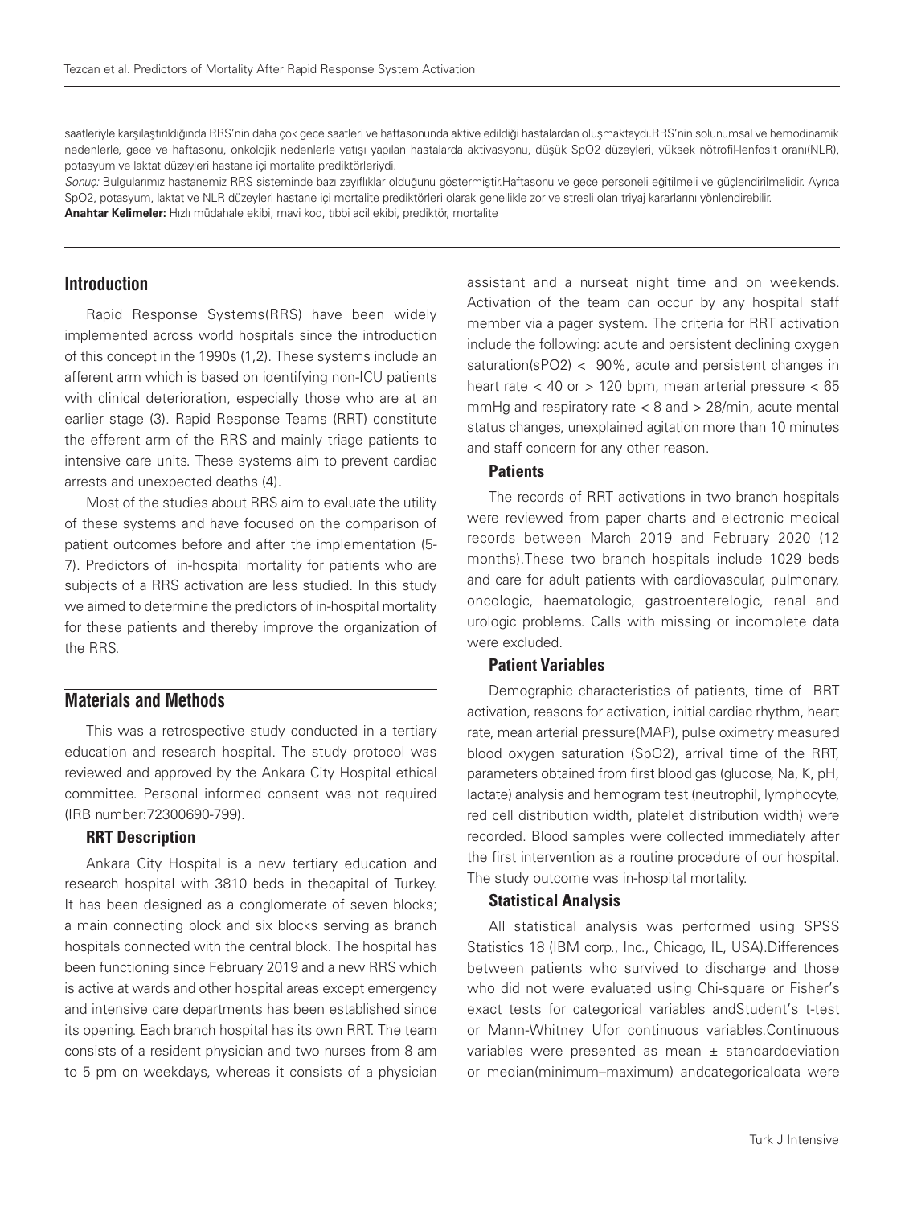saatleriyle karşılaştırıldığında RRS'nin daha çok gece saatleri ve haftasonunda aktive edildiği hastalardan oluşmaktaydı.RRS'nin solunumsal ve hemodinamik nedenlerle, gece ve haftasonu, onkolojik nedenlerle yatışı yapılan hastalarda aktivasyonu, düşük SpO2 düzeyleri, yüksek nötrofil-lenfosit oranı(NLR), potasyum ve laktat düzeyleri hastane içi mortalite prediktörleriydi.

*Sonuç:* Bulgularımız hastanemiz RRS sisteminde bazı zayıflıklar olduğunu göstermiştir.Haftasonu ve gece personeli eğitilmeli ve güçlendirilmelidir. Ayrıca SpO2, potasyum, laktat ve NLR düzeyleri hastane içi mortalite prediktörleri olarak genellikle zor ve stresli olan triyaj kararlarını yönlendirebilir.

**Anahtar Kelimeler:** Hızlı müdahale ekibi, mavi kod, tıbbi acil ekibi, prediktör, mortalite

## Introduction

Rapid Response Systems(RRS) have been widely implemented across world hospitals since the introduction of this concept in the 1990s (1,2). These systems include an afferent arm which is based on identifying non-ICU patients with clinical deterioration, especially those who are at an earlier stage (3). Rapid Response Teams (RRT) constitute the efferent arm of the RRS and mainly triage patients to intensive care units. These systems aim to prevent cardiac arrests and unexpected deaths (4).

Most of the studies about RRS aim to evaluate the utility of these systems and have focused on the comparison of patient outcomes before and after the implementation (5-7). Predictors of in-hospital mortality for patients who are subjects of a RRS activation are less studied. In this study we aimed to determine the predictors of in-hospital mortality for these patients and thereby improve the organization of the RRS.

## Materials and Methods

This was a retrospective study conducted in a tertiary education and research hospital. The study protocol was reviewed and approved by the Ankara City Hospital ethical committee. Personal informed consent was not required (IRB number:72300690-799).

### RRT Description

Ankara City Hospital is a new tertiary education and research hospital with 3810 beds in thecapital of Turkey. It has been designed as a conglomerate of seven blocks; a main connecting block and six blocks serving as branch hospitals connected with the central block. The hospital has been functioning since February 2019 and a new RRS which is active at wards and other hospital areas except emergency and intensive care departments has been established since its opening. Each branch hospital has its own RRT. The team consists of a resident physician and two nurses from 8 am to 5 pm on weekdays, whereas it consists of a physician assistant and a nurseat night time and on weekends. Activation of the team can occur by any hospital staff member via a pager system. The criteria for RRT activation include the following: acute and persistent declining oxygen saturation(sPO2) < 90%, acute and persistent changes in heart rate < 40 or > 120 bpm, mean arterial pressure < 65 mmHg and respiratory rate < 8 and > 28/min, acute mental status changes, unexplained agitation more than 10 minutes and staff concern for any other reason.

### Patients

The records of RRT activations in two branch hospitals were reviewed from paper charts and electronic medical records between March 2019 and February 2020 (12 months).These two branch hospitals include 1029 beds and care for adult patients with cardiovascular, pulmonary, oncologic, haematologic, gastroenterelogic, renal and urologic problems. Calls with missing or incomplete data were excluded.

### Patient Variables

Demographic characteristics of patients, time of RRT activation, reasons for activation, initial cardiac rhythm, heart rate, mean arterial pressure(MAP), pulse oximetry measured blood oxygen saturation (SpO2), arrival time of the RRT, parameters obtained from first blood gas (glucose, Na, K, pH, lactate) analysis and hemogram test (neutrophil, lymphocyte, red cell distribution width, platelet distribution width) were recorded. Blood samples were collected immediately after the first intervention as a routine procedure of our hospital. The study outcome was in-hospital mortality.

### Statistical Analysis

All statistical analysis was performed using SPSS Statistics 18 (IBM corp., Inc., Chicago, IL, USA).Differences between patients who survived to discharge and those who did not were evaluated using Chi-square or Fisher's exact tests for categorical variables andStudent's t-test or Mann-Whitney Ufor continuous variables.Continuous variables were presented as mean ± standarddeviation or median(minimum–maximum) andcategoricaldata were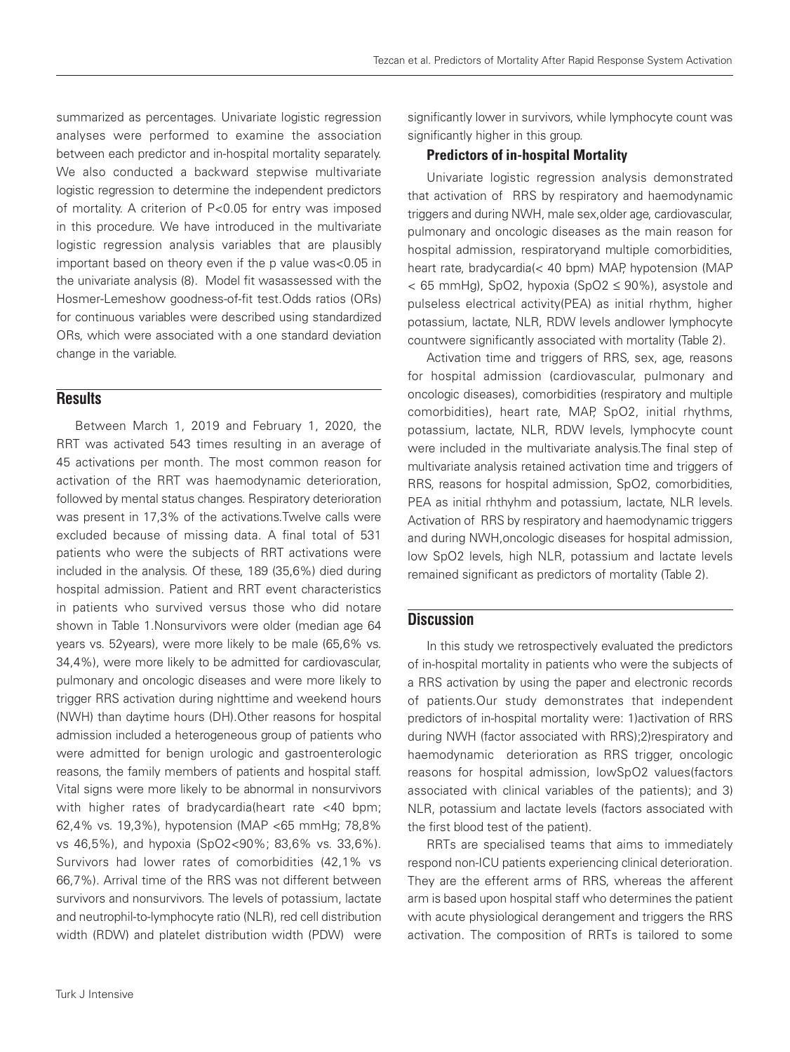summarized as percentages. Univariate logistic regression analyses were performed to examine the association between each predictor and in-hospital mortality separately. We also conducted a backward stepwise multivariate logistic regression to determine the independent predictors of mortality. A criterion of P<0.05 for entry was imposed in this procedure. We have introduced in the multivariate logistic regression analysis variables that are plausibly important based on theory even if the p value was<0.05 in the univariate analysis (8). Model fit wasassessed with the Hosmer-Lemeshow goodness-of-fit test.Odds ratios (ORs) for continuous variables were described using standardized ORs, which were associated with a one standard deviation change in the variable.

## Results

Between March 1, 2019 and February 1, 2020, the RRT was activated 543 times resulting in an average of 45 activations per month. The most common reason for activation of the RRT was haemodynamic deterioration, followed by mental status changes. Respiratory deterioration was present in 17,3% of the activations.Twelve calls were excluded because of missing data. A final total of 531 patients who were the subjects of RRT activations were included in the analysis. Of these, 189 (35,6%) died during hospital admission. Patient and RRT event characteristics in patients who survived versus those who did notare shown in Table 1.Nonsurvivors were older (median age 64 years vs. 52years), were more likely to be male (65,6% vs. 34,4%), were more likely to be admitted for cardiovascular, pulmonary and oncologic diseases and were more likely to trigger RRS activation during nighttime and weekend hours (NWH) than daytime hours (DH).Other reasons for hospital admission included a heterogeneous group of patients who were admitted for benign urologic and gastroenterologic reasons, the family members of patients and hospital staff. Vital signs were more likely to be abnormal in nonsurvivors with higher rates of bradycardia(heart rate <40 bpm; 62,4% vs. 19,3%), hypotension (MAP <65 mmHg; 78,8% vs 46,5%), and hypoxia (SpO2<90%; 83,6% vs. 33,6%). Survivors had lower rates of comorbidities (42,1% vs 66,7%). Arrival time of the RRS was not different between survivors and nonsurvivors. The levels of potassium, lactate and neutrophil-to-lymphocyte ratio (NLR), red cell distribution width (RDW) and platelet distribution width (PDW) were significantly lower in survivors, while lymphocyte count was significantly higher in this group.

### Predictors of in-hospital Mortality

Univariate logistic regression analysis demonstrated that activation of RRS by respiratory and haemodynamic triggers and during NWH, male sex,older age, cardiovascular, pulmonary and oncologic diseases as the main reason for hospital admission, respiratoryand multiple comorbidities, heart rate, bradycardia(< 40 bpm) MAP, hypotension (MAP < 65 mmHg), SpO2, hypoxia (SpO2 ≤ 90%), asystole and pulseless electrical activity(PEA) as initial rhythm, higher potassium, lactate, NLR, RDW levels andlower lymphocyte countwere significantly associated with mortality (Table 2).

Activation time and triggers of RRS, sex, age, reasons for hospital admission (cardiovascular, pulmonary and oncologic diseases), comorbidities (respiratory and multiple comorbidities), heart rate, MAP, SpO2, initial rhythms, potassium, lactate, NLR, RDW levels, lymphocyte count were included in the multivariate analysis.The final step of multivariate analysis retained activation time and triggers of RRS, reasons for hospital admission, SpO2, comorbidities, PEA as initial rhthyhm and potassium, lactate, NLR levels. Activation of RRS by respiratory and haemodynamic triggers and during NWH,oncologic diseases for hospital admission, low SpO2 levels, high NLR, potassium and lactate levels remained significant as predictors of mortality (Table 2).

## Discussion

In this study we retrospectively evaluated the predictors of in-hospital mortality in patients who were the subjects of a RRS activation by using the paper and electronic records of patients.Our study demonstrates that independent predictors of in-hospital mortality were: 1)activation of RRS during NWH (factor associated with RRS);2)respiratory and haemodynamic deterioration as RRS trigger, oncologic reasons for hospital admission, lowSpO2 values(factors associated with clinical variables of the patients); and 3) NLR, potassium and lactate levels (factors associated with the first blood test of the patient).

RRTs are specialised teams that aims to immediately respond non-ICU patients experiencing clinical deterioration. They are the efferent arms of RRS, whereas the afferent arm is based upon hospital staff who determines the patient with acute physiological derangement and triggers the RRS activation. The composition of RRTs is tailored to some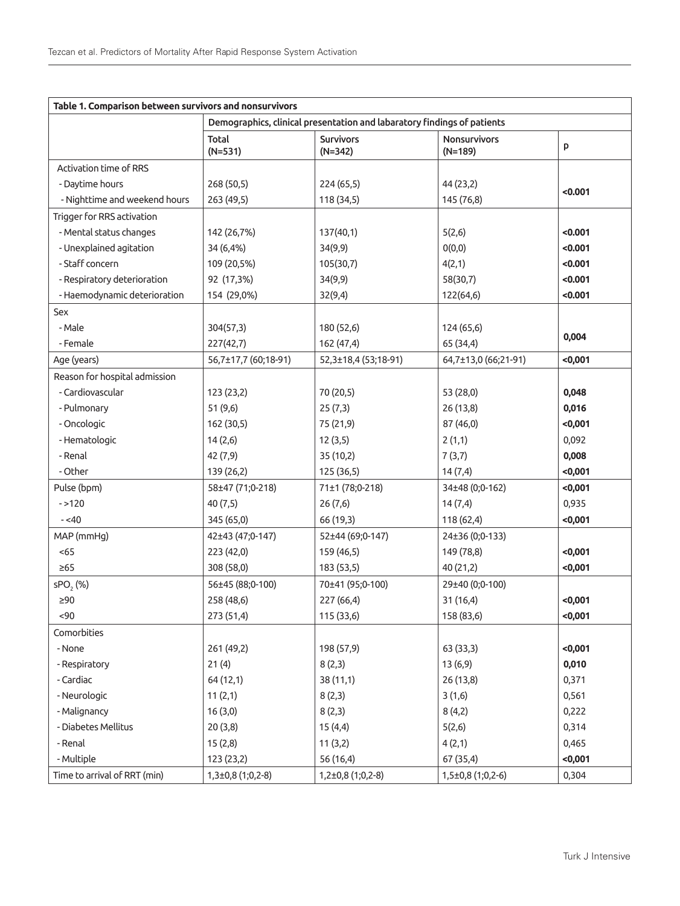**Table 1. Comparison between survivors and nonsurvivors**

| | Demographics, clinical presentation and labaratory findings of patients | | | |
|---|---|---|---|---|
| | Total (N=531) | Survivors (N=342) | Nonsurvivors (N=189) | p |
| Activation time of RRS | | | | |
| - Daytime hours | 268 (50,5) | 224 (65,5) | 44 (23,2) | **<0.001** |
| - Nighttime and weekend hours | 263 (49,5) | 118 (34,5) | 145 (76,8) | |
| Trigger for RRS activation | | | | |
| - Mental status changes | 142 (26,7%) | 137(40,1) | 5(2,6) | **<0.001** |
| - Unexplained agitation | 34 (6,4%) | 34(9,9) | 0(0,0) | **<0.001** |
| - Staff concern | 109 (20,5%) | 105(30,7) | 4(2,1) | **<0.001** |
| - Respiratory deterioration | 92 (17,3%) | 34(9,9) | 58(30,7) | **<0.001** |
| - Haemodynamic deterioration | 154 (29,0%) | 32(9,4) | 122(64,6) | **<0.001** |
| Sex | | | | |
| - Male | 304(57,3) | 180 (52,6) | 124 (65,6) | **0,004** |
| - Female | 227(42,7) | 162 (47,4) | 65 (34,4) | |
| Age (years) | 56,7±17,7 (60;18-91) | 52,3±18,4 (53;18-91) | 64,7±13,0 (66;21-91) | **<0,001** |
| Reason for hospital admission | | | | |
| - Cardiovascular | 123 (23,2) | 70 (20,5) | 53 (28,0) | **0,048** |
| - Pulmonary | 51 (9,6) | 25 (7,3) | 26 (13,8) | **0,016** |
| - Oncologic | 162 (30,5) | 75 (21,9) | 87 (46,0) | **<0,001** |
| - Hematologic | 14 (2,6) | 12 (3,5) | 2 (1,1) | 0,092 |
| - Renal | 42 (7,9) | 35 (10,2) | 7 (3,7) | **0,008** |
| - Other | 139 (26,2) | 125 (36,5) | 14 (7,4) | **<0,001** |
| Pulse (bpm) | 58±47 (71;0-218) | 71±1 (78;0-218) | 34±48 (0;0-162) | **<0,001** |
| - >120 | 40 (7,5) | 26 (7,6) | 14 (7,4) | 0,935 |
| - <40 | 345 (65,0) | 66 (19,3) | 118 (62,4) | **<0,001** |
| MAP (mmHg) | 42±43 (47;0-147) | 52±44 (69;0-147) | 24±36 (0;0-133) | |
| <65 | 223 (42,0) | 159 (46,5) | 149 (78,8) | **<0,001** |
| ≥65 | 308 (58,0) | 183 (53,5) | 40 (21,2) | **<0,001** |
| $sPO_2$ (%) | 56±45 (88;0-100) | 70±41 (95;0-100) | 29±40 (0;0-100) | |
| ≥90 | 258 (48,6) | 227 (66,4) | 31 (16,4) | **<0,001** |
| <90 | 273 (51,4) | 115 (33,6) | 158 (83,6) | **<0,001** |
| Comorbities | | | | |
| - None | 261 (49,2) | 198 (57,9) | 63 (33,3) | **<0,001** |
| - Respiratory | 21 (4) | 8 (2,3) | 13 (6,9) | **0,010** |
| - Cardiac | 64 (12,1) | 38 (11,1) | 26 (13,8) | 0,371 |
| - Neurologic | 11 (2,1) | 8 (2,3) | 3 (1,6) | 0,561 |
| - Malignancy | 16 (3,0) | 8 (2,3) | 8 (4,2) | 0,222 |
| - Diabetes Mellitus | 20 (3,8) | 15 (4,4) | 5(2,6) | 0,314 |
| - Renal | 15 (2,8) | 11 (3,2) | 4 (2,1) | 0,465 |
| - Multiple | 123 (23,2) | 56 (16,4) | 67 (35,4) | **<0,001** |
| Time to arrival of RRT (min) | 1,3±0,8 (1;0,2-8) | 1,2±0,8 (1;0,2-8) | 1,5±0,8 (1;0,2-6) | 0,304 |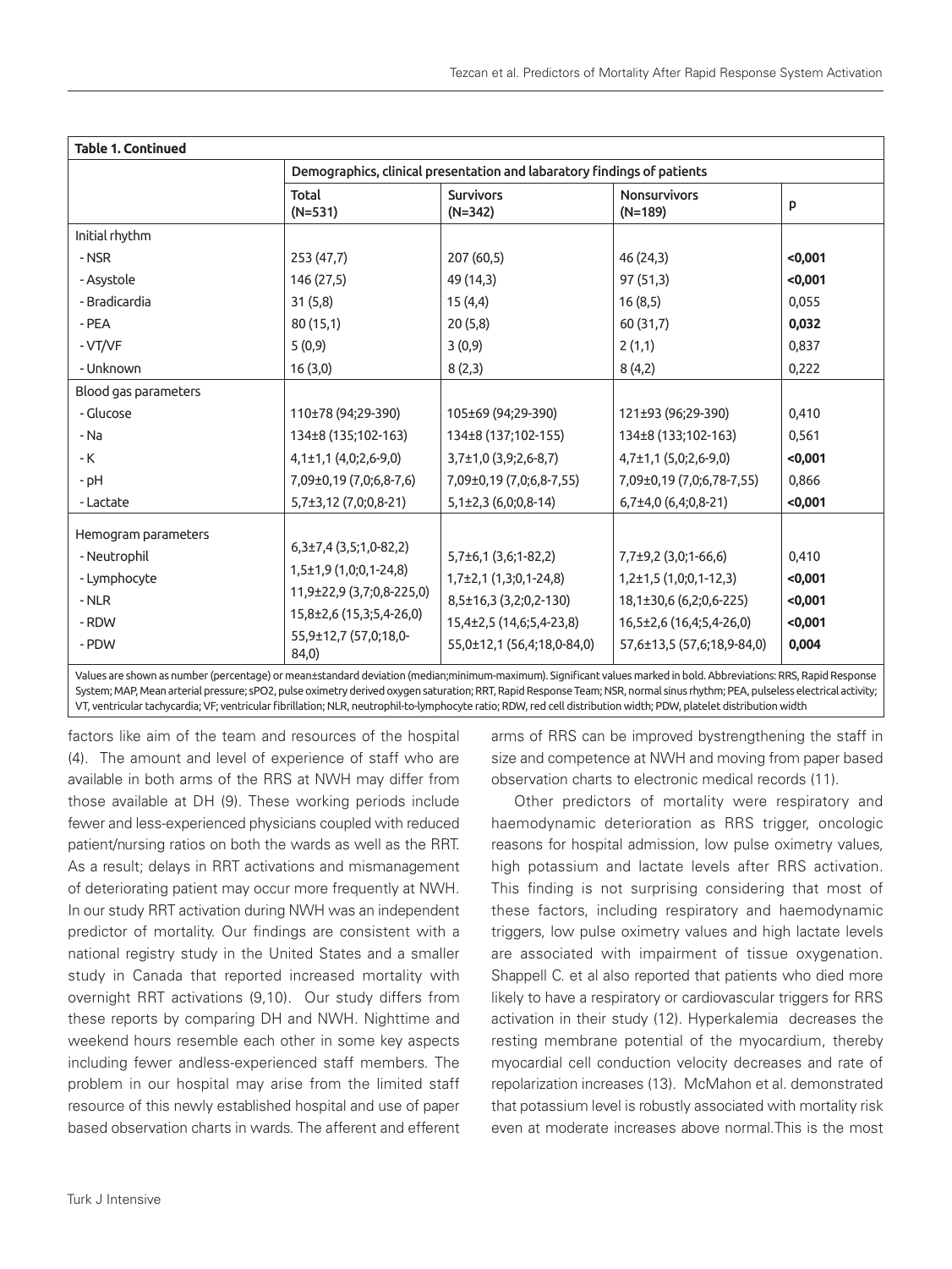**Table 1. Continued**

| | Demographics, clinical presentation and labaratory findings of patients | | | |
|---|---|---|---|---|
| | Total (N=531) | Survivors (N=342) | Nonsurvivors (N=189) | p |
| Initial rhythm | | | | |
| - NSR | 253 (47,7) | 207 (60,5) | 46 (24,3) | **<0,001** |
| - Asystole | 146 (27,5) | 49 (14,3) | 97 (51,3) | **<0,001** |
| - Bradicardia | 31 (5,8) | 15 (4,4) | 16 (8,5) | 0,055 |
| - PEA | 80 (15,1) | 20 (5,8) | 60 (31,7) | **0,032** |
| - VT/VF | 5 (0,9) | 3 (0,9) | 2 (1,1) | 0,837 |
| - Unknown | 16 (3,0) | 8 (2,3) | 8 (4,2) | 0,222 |
| Blood gas parameters | | | | |
| - Glucose | 110±78 (94;29-390) | 105±69 (94;29-390) | 121±93 (96;29-390) | 0,410 |
| - Na | 134±8 (135;102-163) | 134±8 (137;102-155) | 134±8 (133;102-163) | 0,561 |
| - K | 4,1±1,1 (4,0;2,6-9,0) | 3,7±1,0 (3,9;2,6-8,7) | 4,7±1,1 (5,0;2,6-9,0) | **<0,001** |
| - pH | 7,09±0,19 (7,0;6,8-7,6) | 7,09±0,19 (7,0;6,8-7,55) | 7,09±0,19 (7,0;6,78-7,55) | 0,866 |
| - Lactate | 5,7±3,12 (7,0;0,8-21) | 5,1±2,3 (6,0;0,8-14) | 6,7±4,0 (6,4;0,8-21) | **<0,001** |
| Hemogram parameters | | | | |
| - Neutrophil | 6,3±7,4 (3,5;1,0-82,2) | 5,7±6,1 (3,6;1-82,2) | 7,7±9,2 (3,0;1-66,6) | 0,410 |
| - Lymphocyte | 1,5±1,9 (1,0;0,1-24,8) | 1,7±2,1 (1,3;0,1-24,8) | 1,2±1,5 (1,0;0,1-12,3) | **<0,001** |
| - NLR | 11,9±22,9 (3,7;0,8-225,0) | 8,5±16,3 (3,2;0,2-130) | 18,1±30,6 (6,2;0,6-225) | **<0,001** |
| - RDW | 15,8±2,6 (15,3;5,4-26,0) | 15,4±2,5 (14,6;5,4-23,8) | 16,5±2,6 (16,4;5,4-26,0) | **<0,001** |
| - PDW | 55,9±12,7 (57,0;18,0-84,0) | 55,0±12,1 (56,4;18,0-84,0) | 57,6±13,5 (57,6;18,9-84,0) | **0,004** |

Values are shown as number (percentage) or mean±standard deviation (median;minimum-maximum). Significant values marked in bold. Abbreviations: RRS, Rapid Response System; MAP, Mean arterial pressure; sPO2, pulse oximetry derived oxygen saturation; RRT, Rapid Response Team; NSR, normal sinus rhythm; PEA, pulseless electrical activity; VT, ventricular tachycardia; VF; ventricular fibrillation; NLR, neutrophil-to-lymphocyte ratio; RDW, red cell distribution width; PDW, platelet distribution width

factors like aim of the team and resources of the hospital (4). The amount and level of experience of staff who are available in both arms of the RRS at NWH may differ from those available at DH (9). These working periods include fewer and less-experienced physicians coupled with reduced patient/nursing ratios on both the wards as well as the RRT. As a result; delays in RRT activations and mismanagement of deteriorating patient may occur more frequently at NWH. In our study RRT activation during NWH was an independent predictor of mortality. Our findings are consistent with a national registry study in the United States and a smaller study in Canada that reported increased mortality with overnight RRT activations (9,10). Our study differs from these reports by comparing DH and NWH. Nighttime and weekend hours resemble each other in some key aspects including fewer andless-experienced staff members. The problem in our hospital may arise from the limited staff resource of this newly established hospital and use of paper based observation charts in wards. The afferent and efferent arms of RRS can be improved bystrengthening the staff in size and competence at NWH and moving from paper based observation charts to electronic medical records (11).

Other predictors of mortality were respiratory and haemodynamic deterioration as RRS trigger, oncologic reasons for hospital admission, low pulse oximetry values, high potassium and lactate levels after RRS activation. This finding is not surprising considering that most of these factors, including respiratory and haemodynamic triggers, low pulse oximetry values and high lactate levels are associated with impairment of tissue oxygenation. Shappell C. et al also reported that patients who died more likely to have a respiratory or cardiovascular triggers for RRS activation in their study (12). Hyperkalemia decreases the resting membrane potential of the myocardium, thereby myocardial cell conduction velocity decreases and rate of repolarization increases (13). McMahon et al. demonstrated that potassium level is robustly associated with mortality risk even at moderate increases above normal.This is the most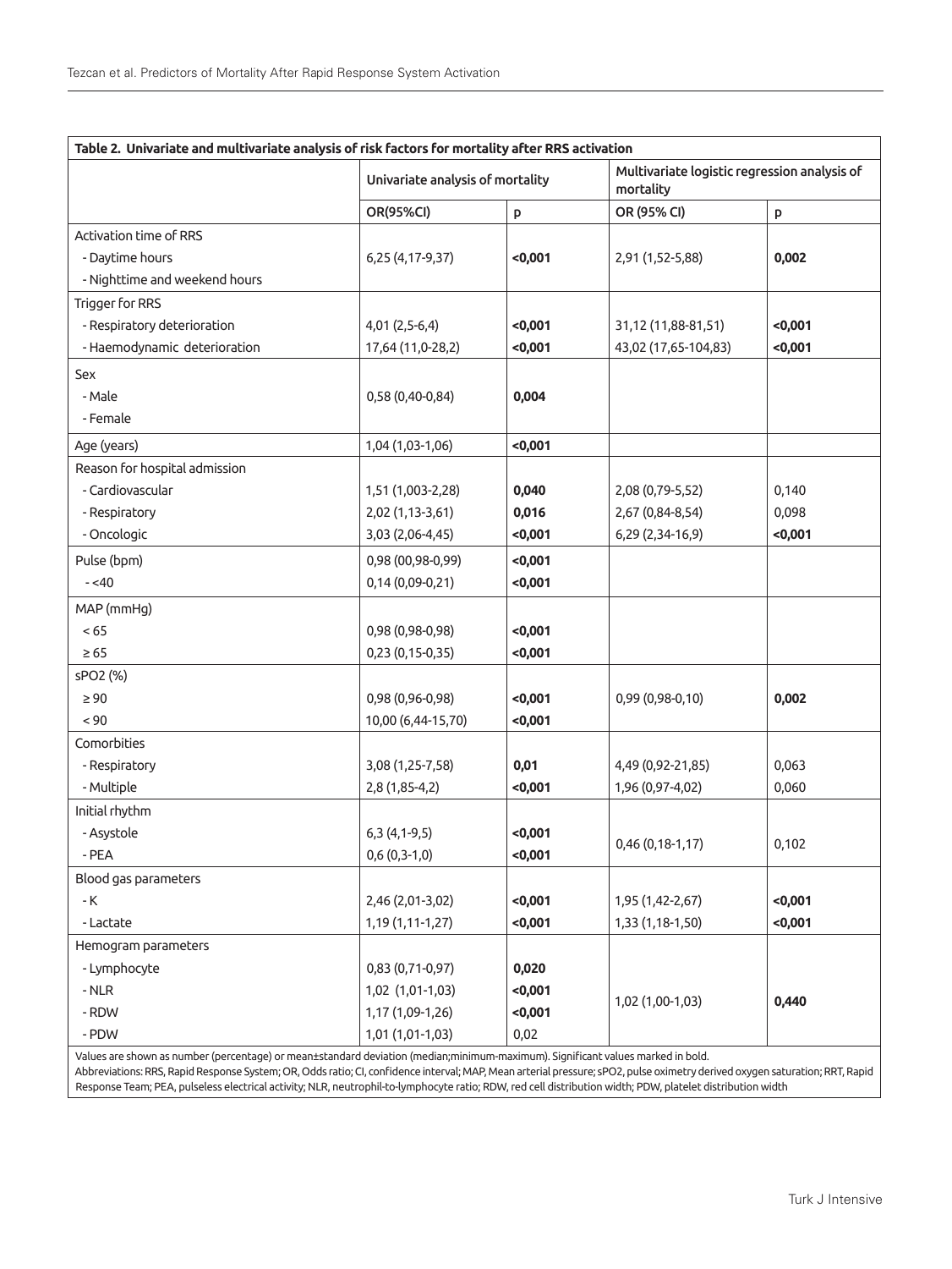**Table 2. Univariate and multivariate analysis of risk factors for mortality after RRS activation**

| | Univariate analysis of mortality | | Multivariate logistic regression analysis of mortality | |
|---|---|---|---|---|
| | OR(95%CI) | p | OR (95% CI) | p |
| Activation time of RRS | | | | |
| - Daytime hours | 6,25 (4,17-9,37) | **<0,001** | 2,91 (1,52-5,88) | **0,002** |
| - Nighttime and weekend hours | | | | |
| Trigger for RRS | | | | |
| - Respiratory deterioration | 4,01 (2,5-6,4) | **<0,001** | 31,12 (11,88-81,51) | **<0,001** |
| - Haemodynamic deterioration | 17,64 (11,0-28,2) | **<0,001** | 43,02 (17,65-104,83) | **<0,001** |
| Sex | | | | |
| - Male | 0,58 (0,40-0,84) | **0,004** | | |
| - Female | | | | |
| Age (years) | 1,04 (1,03-1,06) | **<0,001** | | |
| Reason for hospital admission | | | | |
| - Cardiovascular | 1,51 (1,003-2,28) | **0,040** | 2,08 (0,79-5,52) | 0,140 |
| - Respiratory | 2,02 (1,13-3,61) | **0,016** | 2,67 (0,84-8,54) | 0,098 |
| - Oncologic | 3,03 (2,06-4,45) | **<0,001** | 6,29 (2,34-16,9) | **<0,001** |
| Pulse (bpm) | 0,98 (00,98-0,99) | **<0,001** | | |
| - <40 | 0,14 (0,09-0,21) | **<0,001** | | |
| MAP (mmHg) | | | | |
| < 65 | 0,98 (0,98-0,98) | **<0,001** | | |
| ≥ 65 | 0,23 (0,15-0,35) | **<0,001** | | |
| sPO2 (%) | | | | |
| ≥ 90 | 0,98 (0,96-0,98) | **<0,001** | 0,99 (0,98-0,10) | **0,002** |
| < 90 | 10,00 (6,44-15,70) | **<0,001** | | |
| Comorbities | | | | |
| - Respiratory | 3,08 (1,25-7,58) | **0,01** | 4,49 (0,92-21,85) | 0,063 |
| - Multiple | 2,8 (1,85-4,2) | **<0,001** | 1,96 (0,97-4,02) | 0,060 |
| Initial rhythm | | | | |
| - Asystole | 6,3 (4,1-9,5) | **<0,001** | 0,46 (0,18-1,17) | 0,102 |
| - PEA | 0,6 (0,3-1,0) | **<0,001** | | |
| Blood gas parameters | | | | |
| - K | 2,46 (2,01-3,02) | **<0,001** | 1,95 (1,42-2,67) | **<0,001** |
| - Lactate | 1,19 (1,11-1,27) | **<0,001** | 1,33 (1,18-1,50) | **<0,001** |
| Hemogram parameters | | | | |
| - Lymphocyte | 0,83 (0,71-0,97) | **0,020** | | |
| - NLR | 1,02 (1,01-1,03) | **<0,001** | 1,02 (1,00-1,03) | **0,440** |
| - RDW | 1,17 (1,09-1,26) | **<0,001** | | |
| - PDW | 1,01 (1,01-1,03) | 0,02 | | |

Values are shown as number (percentage) or mean±standard deviation (median;minimum-maximum). Significant values marked in bold.
Abbreviations: RRS, Rapid Response System; OR, Odds ratio; CI, confidence interval; MAP, Mean arterial pressure; sPO2, pulse oximetry derived oxygen saturation; RRT, Rapid Response Team; PEA, pulseless electrical activity; NLR, neutrophil-to-lymphocyte ratio; RDW, red cell distribution width; PDW, platelet distribution width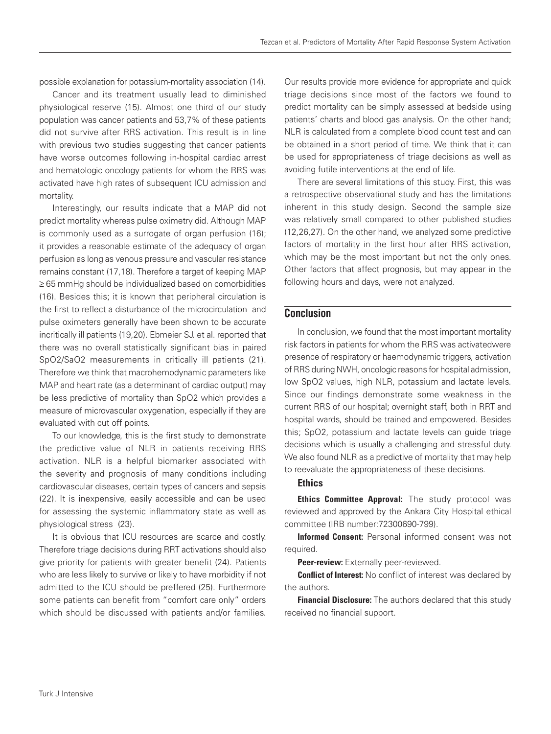possible explanation for potassium-mortality association (14).

Cancer and its treatment usually lead to diminished physiological reserve (15). Almost one third of our study population was cancer patients and 53,7% of these patients did not survive after RRS activation. This result is in line with previous two studies suggesting that cancer patients have worse outcomes following in-hospital cardiac arrest and hematologic oncology patients for whom the RRS was activated have high rates of subsequent ICU admission and mortality.

Interestingly, our results indicate that a MAP did not predict mortality whereas pulse oximetry did. Although MAP is commonly used as a surrogate of organ perfusion (16); it provides a reasonable estimate of the adequacy of organ perfusion as long as venous pressure and vascular resistance remains constant (17,18). Therefore a target of keeping MAP ≥ 65 mmHg should be individualized based on comorbidities (16). Besides this; it is known that peripheral circulation is the first to reflect a disturbance of the microcirculation and pulse oximeters generally have been shown to be accurate incritically ill patients (19,20). Ebmeier SJ. et al. reported that there was no overall statistically significant bias in paired SpO2/SaO2 measurements in critically ill patients (21). Therefore we think that macrohemodynamic parameters like MAP and heart rate (as a determinant of cardiac output) may be less predictive of mortality than SpO2 which provides a measure of microvascular oxygenation, especially if they are evaluated with cut off points.

To our knowledge, this is the first study to demonstrate the predictive value of NLR in patients receiving RRS activation. NLR is a helpful biomarker associated with the severity and prognosis of many conditions including cardiovascular diseases, certain types of cancers and sepsis (22). It is inexpensive, easily accessible and can be used for assessing the systemic inflammatory state as well as physiological stress (23).

It is obvious that ICU resources are scarce and costly. Therefore triage decisions during RRT activations should also give priority for patients with greater benefit (24). Patients who are less likely to survive or likely to have morbidity if not admitted to the ICU should be preffered (25). Furthermore some patients can benefit from "comfort care only" orders which should be discussed with patients and/or families. Our results provide more evidence for appropriate and quick triage decisions since most of the factors we found to predict mortality can be simply assessed at bedside using patients' charts and blood gas analysis. On the other hand; NLR is calculated from a complete blood count test and can be obtained in a short period of time. We think that it can be used for appropriateness of triage decisions as well as avoiding futile interventions at the end of life.

There are several limitations of this study. First, this was a retrospective observational study and has the limitations inherent in this study design. Second the sample size was relatively small compared to other published studies (12,26,27). On the other hand, we analyzed some predictive factors of mortality in the first hour after RRS activation, which may be the most important but not the only ones. Other factors that affect prognosis, but may appear in the following hours and days, were not analyzed.

## Conclusion

In conclusion, we found that the most important mortality risk factors in patients for whom the RRS was activatedwere presence of respiratory or haemodynamic triggers, activation of RRS during NWH, oncologic reasons for hospital admission, low SpO2 values, high NLR, potassium and lactate levels. Since our findings demonstrate some weakness in the current RRS of our hospital; overnight staff, both in RRT and hospital wards, should be trained and empowered. Besides this; SpO2, potassium and lactate levels can guide triage decisions which is usually a challenging and stressful duty. We also found NLR as a predictive of mortality that may help to reevaluate the appropriateness of these decisions.

### Ethics

**Ethics Committee Approval:** The study protocol was reviewed and approved by the Ankara City Hospital ethical committee (IRB number:72300690-799).

**Informed Consent:** Personal informed consent was not required.

**Peer-review:** Externally peer-reviewed.

**Conflict of Interest:** No conflict of interest was declared by the authors.

**Financial Disclosure:** The authors declared that this study received no financial support.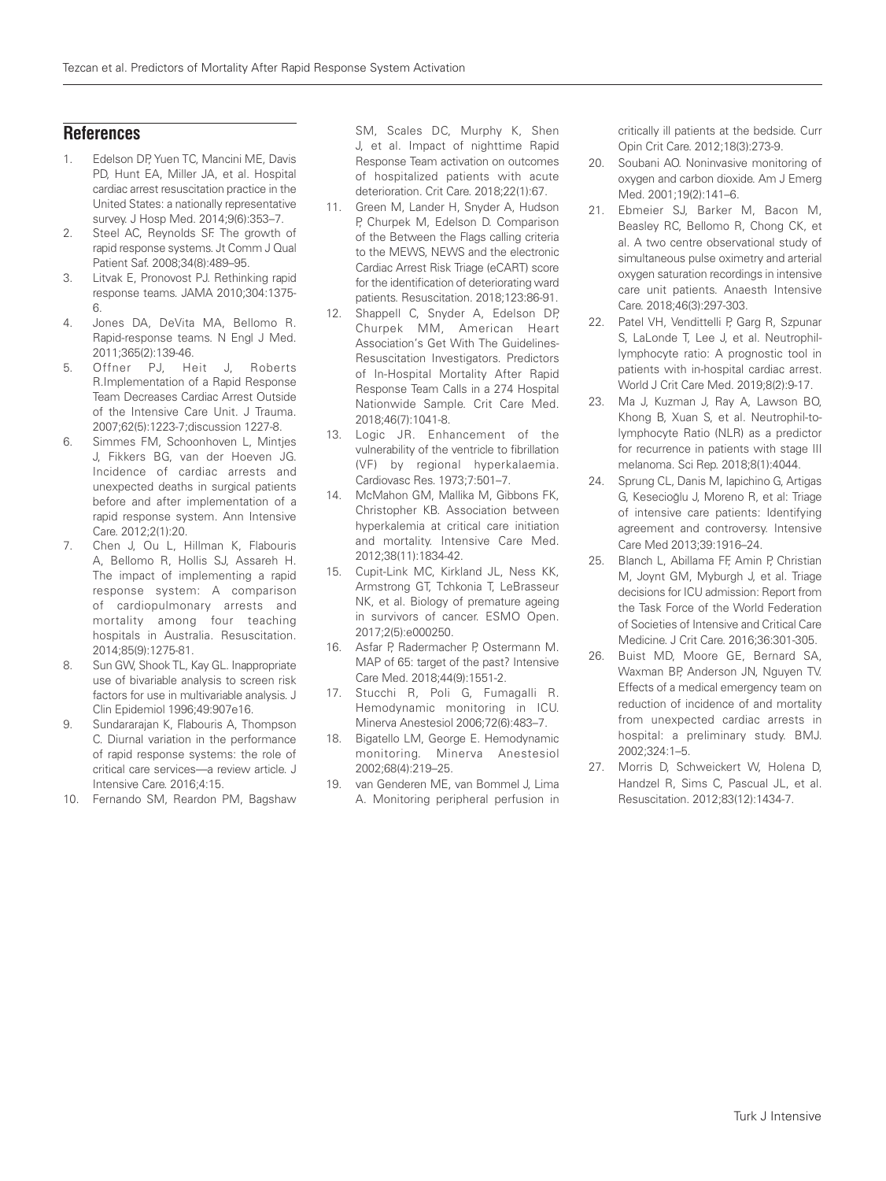## References

1. Edelson DP, Yuen TC, Mancini ME, Davis PD, Hunt EA, Miller JA, et al. Hospital cardiac arrest resuscitation practice in the United States: a nationally representative survey. J Hosp Med. 2014;9(6):353–7.
2. Steel AC, Reynolds SF. The growth of rapid response systems. Jt Comm J Qual Patient Saf. 2008;34(8):489–95.
3. Litvak E, Pronovost PJ. Rethinking rapid response teams. JAMA 2010;304:1375-6.
4. Jones DA, DeVita MA, Bellomo R. Rapid-response teams. N Engl J Med. 2011;365(2):139-46.
5. Offner PJ, Heit J, Roberts R.Implementation of a Rapid Response Team Decreases Cardiac Arrest Outside of the Intensive Care Unit. J Trauma. 2007;62(5):1223-7;discussion 1227-8.
6. Simmes FM, Schoonhoven L, Mintjes J, Fikkers BG, van der Hoeven JG. Incidence of cardiac arrests and unexpected deaths in surgical patients before and after implementation of a rapid response system. Ann Intensive Care. 2012;2(1):20.
7. Chen J, Ou L, Hillman K, Flabouris A, Bellomo R, Hollis SJ, Assareh H. The impact of implementing a rapid response system: A comparison of cardiopulmonary arrests and mortality among four teaching hospitals in Australia. Resuscitation. 2014;85(9):1275-81.
8. Sun GW, Shook TL, Kay GL. Inappropriate use of bivariable analysis to screen risk factors for use in multivariable analysis. J Clin Epidemiol 1996;49:907e16.
9. Sundararajan K, Flabouris A, Thompson C. Diurnal variation in the performance of rapid response systems: the role of critical care services—a review article. J Intensive Care. 2016;4:15.
10. Fernando SM, Reardon PM, Bagshaw SM, Scales DC, Murphy K, Shen J, et al. Impact of nighttime Rapid Response Team activation on outcomes of hospitalized patients with acute deterioration. Crit Care. 2018;22(1):67.
11. Green M, Lander H, Snyder A, Hudson P, Churpek M, Edelson D. Comparison of the Between the Flags calling criteria to the MEWS, NEWS and the electronic Cardiac Arrest Risk Triage (eCART) score for the identification of deteriorating ward patients. Resuscitation. 2018;123:86-91.
12. Shappell C, Snyder A, Edelson DP, Churpek MM, American Heart Association's Get With The Guidelines-Resuscitation Investigators. Predictors of In-Hospital Mortality After Rapid Response Team Calls in a 274 Hospital Nationwide Sample. Crit Care Med. 2018;46(7):1041-8.
13. Logic JR. Enhancement of the vulnerability of the ventricle to fibrillation (VF) by regional hyperkalaemia. Cardiovasc Res. 1973;7:501–7.
14. McMahon GM, Mallika M, Gibbons FK, Christopher KB. Association between hyperkalemia at critical care initiation and mortality. Intensive Care Med. 2012;38(11):1834-42.
15. Cupit-Link MC, Kirkland JL, Ness KK, Armstrong GT, Tchkonia T, LeBrasseur NK, et al. Biology of premature ageing in survivors of cancer. ESMO Open. 2017;2(5):e000250.
16. Asfar P, Radermacher P, Ostermann M. MAP of 65: target of the past? Intensive Care Med. 2018;44(9):1551-2.
17. Stucchi R, Poli G, Fumagalli R. Hemodynamic monitoring in ICU. Minerva Anestesiol 2006;72(6):483–7.
18. Bigatello LM, George E. Hemodynamic monitoring. Minerva Anestesiol 2002;68(4):219–25.
19. van Genderen ME, van Bommel J, Lima A. Monitoring peripheral perfusion in critically ill patients at the bedside. Curr Opin Crit Care. 2012;18(3):273-9.
20. Soubani AO. Noninvasive monitoring of oxygen and carbon dioxide. Am J Emerg Med. 2001;19(2):141–6.
21. Ebmeier SJ, Barker M, Bacon M, Beasley RC, Bellomo R, Chong CK, et al. A two centre observational study of simultaneous pulse oximetry and arterial oxygen saturation recordings in intensive care unit patients. Anaesth Intensive Care. 2018;46(3):297-303.
22. Patel VH, Vendittelli P, Garg R, Szpunar S, LaLonde T, Lee J, et al. Neutrophil-lymphocyte ratio: A prognostic tool in patients with in-hospital cardiac arrest. World J Crit Care Med. 2019;8(2):9-17.
23. Ma J, Kuzman J, Ray A, Lawson BO, Khong B, Xuan S, et al. Neutrophil-to-lymphocyte Ratio (NLR) as a predictor for recurrence in patients with stage III melanoma. Sci Rep. 2018;8(1):4044.
24. Sprung CL, Danis M, Iapichino G, Artigas G, Kesecioğlu J, Moreno R, et al: Triage of intensive care patients: Identifying agreement and controversy. Intensive Care Med 2013;39:1916–24.
25. Blanch L, Abillama FF, Amin P, Christian M, Joynt GM, Myburgh J, et al. Triage decisions for ICU admission: Report from the Task Force of the World Federation of Societies of Intensive and Critical Care Medicine. J Crit Care. 2016;36:301-305.
26. Buist MD, Moore GE, Bernard SA, Waxman BP, Anderson JN, Nguyen TV. Effects of a medical emergency team on reduction of incidence of and mortality from unexpected cardiac arrests in hospital: a preliminary study. BMJ. 2002;324:1–5.
27. Morris D, Schweickert W, Holena D, Handzel R, Sims C, Pascual JL, et al. Resuscitation. 2012;83(12):1434-7.